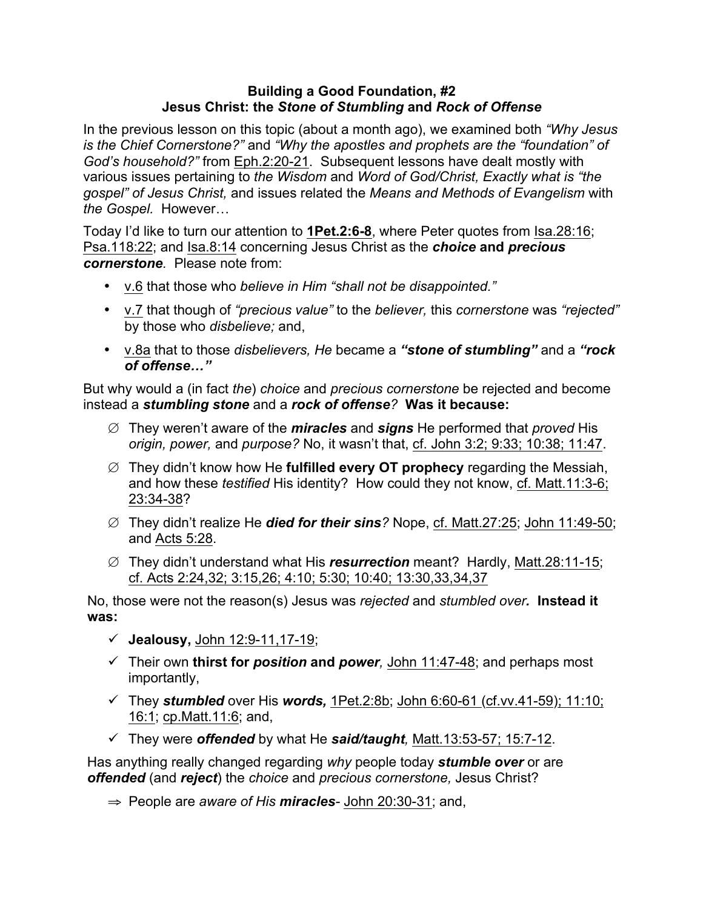**Building a Good Foundation, #2**
**Jesus Christ: the *Stone of Stumbling* and *Rock of Offense***

In the previous lesson on this topic (about a month ago), we examined both *"Why Jesus is the Chief Cornerstone?"* and *"Why the apostles and prophets are the "foundation" of God's household?"* from Eph.2:20-21. Subsequent lessons have dealt mostly with various issues pertaining to *the Wisdom* and *Word of God/Christ, Exactly what is "the gospel" of Jesus Christ,* and issues related the *Means and Methods of Evangelism* with *the Gospel.* However…

Today I'd like to turn our attention to **1Pet.2:6-8**, where Peter quotes from Isa.28:16; Psa.118:22; and Isa.8:14 concerning Jesus Christ as the ***choice* and *precious cornerstone***. Please note from:

- v.6 that those who *believe in Him "shall not be disappointed."*
- v.7 that though of *"precious value"* to the *believer,* this *cornerstone* was *"rejected"* by those who *disbelieve;* and,
- v.8a that to those *disbelievers, He* became a ***"stone of stumbling"*** and a ***"rock of offense…"***

But why would a (in fact *the*) *choice* and *precious cornerstone* be rejected and become instead a ***stumbling stone*** and a ***rock of offense?*** **Was it because:**

- ∅ They weren't aware of the ***miracles*** and ***signs*** He performed that *proved* His *origin, power,* and *purpose?* No, it wasn't that, cf. John 3:2; 9:33; 10:38; 11:47.
- ∅ They didn't know how He **fulfilled every OT prophecy** regarding the Messiah, and how these *testified* His identity? How could they not know, cf. Matt.11:3-6; 23:34-38?
- ∅ They didn't realize He ***died for their sins?*** Nope, cf. Matt.27:25; John 11:49-50; and Acts 5:28.
- ∅ They didn't understand what His ***resurrection*** meant? Hardly, Matt.28:11-15; cf. Acts 2:24,32; 3:15,26; 4:10; 5:30; 10:40; 13:30,33,34,37

No, those were not the reason(s) Jesus was *rejected* and *stumbled over.* **Instead it was:**

- ✓ **Jealousy,** John 12:9-11,17-19;
- ✓ Their own **thirst for *position* and *power,*** John 11:47-48; and perhaps most importantly,
- ✓ They ***stumbled*** over His ***words,*** 1Pet.2:8b; John 6:60-61 (cf.vv.41-59); 11:10; 16:1; cp.Matt.11:6; and,
- ✓ They were ***offended*** by what He ***said/taught,*** Matt.13:53-57; 15:7-12.

Has anything really changed regarding *why* people today ***stumble over*** or are ***offended*** (and ***reject***) the *choice* and *precious cornerstone,* Jesus Christ?

- ⇒ People are *aware of His* ***miracles***- John 20:30-31; and,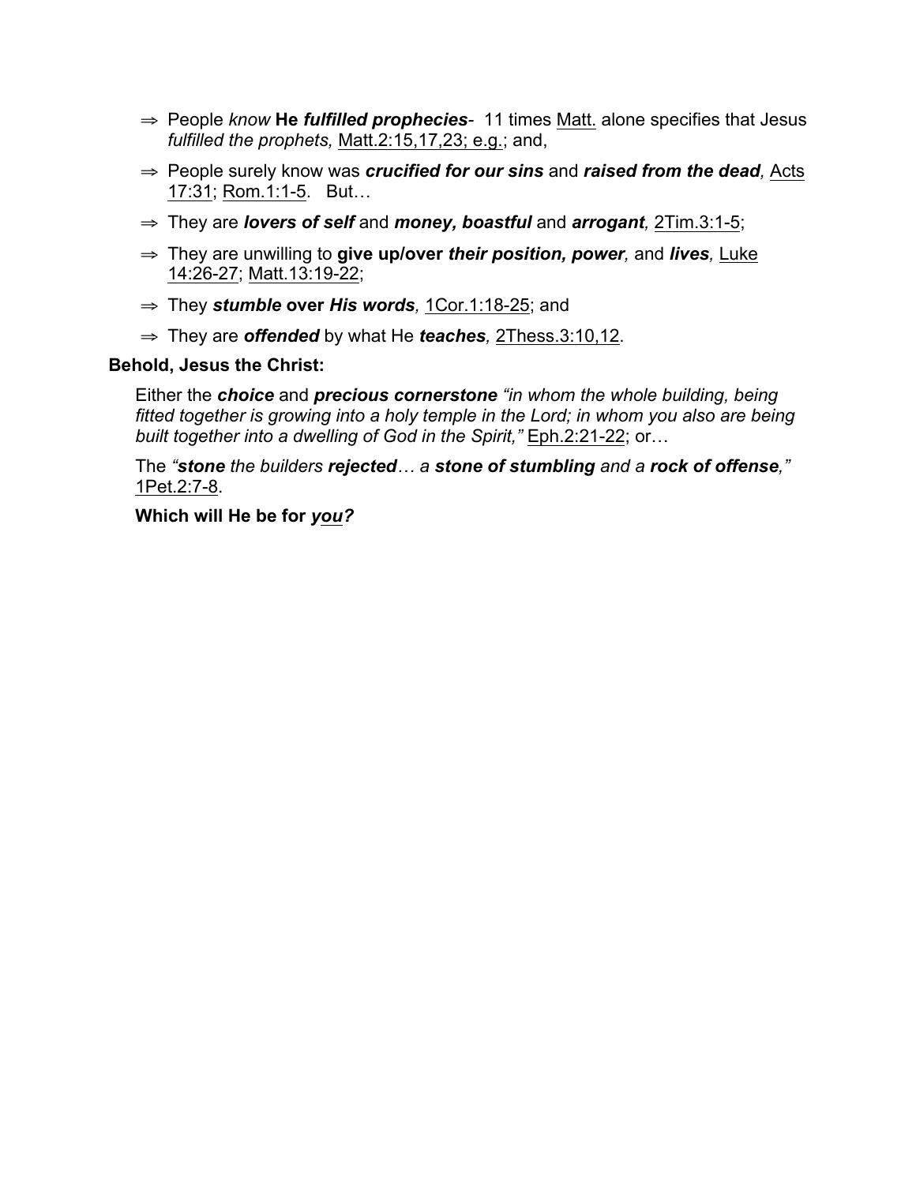- ⇒ People *know* **He *fulfilled prophecies***- 11 times Matt. alone specifies that Jesus *fulfilled the prophets,* Matt.2:15,17,23; e.g.; and,
- ⇒ People surely know was ***crucified for our sins*** and ***raised from the dead,*** Acts 17:31; Rom.1:1-5. But…
- ⇒ They are ***lovers of self*** and ***money, boastful*** and ***arrogant,*** 2Tim.3:1-5;
- ⇒ They are unwilling to **give up/over *their position, power,*** and ***lives,*** Luke 14:26-27; Matt.13:19-22;
- ⇒ They ***stumble* over *His words,*** 1Cor.1:18-25; and
- ⇒ They are ***offended*** by what He ***teaches,*** 2Thess.3:10,12.

**Behold, Jesus the Christ:**

Either the ***choice*** and ***precious cornerstone*** *"in whom the whole building, being fitted together is growing into a holy temple in the Lord; in whom you also are being built together into a dwelling of God in the Spirit,"* Eph.2:21-22; or…

The *"**stone** the builders **rejected**… a **stone of stumbling** and a **rock of offense**,"* 1Pet.2:7-8.

**Which will He be for *you?***